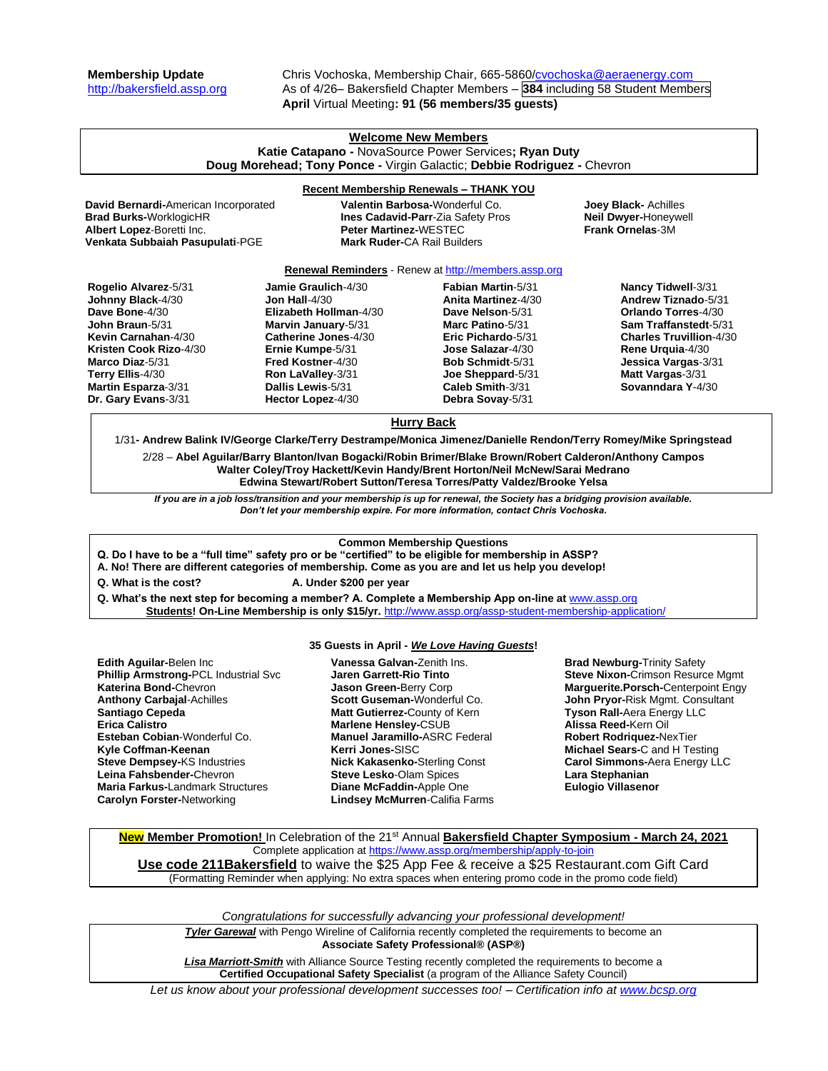**Membership Update**
http://bakersfield.assp.org

Chris Vochoska, Membership Chair, 665-5860/cvochoska@aeraenergy.com
As of 4/26– Bakersfield Chapter Members – **384** including 58 Student Members
**April** Virtual Meeting**: 91 (56 members/35 guests)**

## Welcome New Members

**Katie Catapano -** NovaSource Power Services**; Ryan Duty**
**Doug Morehead; Tony Ponce -** Virgin Galactic; **Debbie Rodriguez -** Chevron

## Recent Membership Renewals – THANK YOU

**David Bernardi-**American Incorporated
**Brad Burks-**WorklogicHR
**Albert Lopez**-Boretti Inc.
**Venkata Subbaiah Pasupulati**-PGE
**Valentin Barbosa-**Wonderful Co.
**Ines Cadavid-Parr**-Zia Safety Pros
**Peter Martinez-**WESTEC
**Mark Ruder-**CA Rail Builders
**Joey Black-** Achilles
**Neil Dwyer-**Honeywell
**Frank Ornelas**-3M

## Renewal Reminders - Renew at http://members.assp.org

**Rogelio Alvarez**-5/31
**Johnny Black**-4/30
**Dave Bone**-4/30
**John Braun**-5/31
**Kevin Carnahan**-4/30
**Kristen Cook Rizo**-4/30
**Marco Diaz**-5/31
**Terry Ellis**-4/30
**Martin Esparza**-3/31
**Dr. Gary Evans**-3/31
**Jamie Graulich**-4/30
**Jon Hall**-4/30
**Elizabeth Hollman**-4/30
**Marvin January**-5/31
**Catherine Jones**-4/30
**Ernie Kumpe**-5/31
**Fred Kostner**-4/30
**Ron LaValley**-3/31
**Dallis Lewis**-5/31
**Hector Lopez**-4/30
**Fabian Martin**-5/31
**Anita Martinez**-4/30
**Dave Nelson**-5/31
**Marc Patino**-5/31
**Eric Pichardo**-5/31
**Jose Salazar**-4/30
**Bob Schmidt**-5/31
**Joe Sheppard**-5/31
**Caleb Smith**-3/31
**Debra Sovay**-5/31
**Nancy Tidwell**-3/31
**Andrew Tiznado**-5/31
**Orlando Torres**-4/30
**Sam Traffanstedt**-5/31
**Charles Truvillion**-4/30
**Rene Urquia**-4/30
**Jessica Vargas**-3/31
**Matt Vargas**-3/31
**Sovanndara Y**-4/30

## Hurry Back

1/31**- Andrew Balink IV/George Clarke/Terry Destrampe/Monica Jimenez/Danielle Rendon/Terry Romey/Mike Springstead**

2/28 – **Abel Aguilar/Barry Blanton/Ivan Bogacki/Robin Brimer/Blake Brown/Robert Calderon/Anthony Campos Walter Coley/Troy Hackett/Kevin Handy/Brent Horton/Neil McNew/Sarai Medrano Edwina Stewart/Robert Sutton/Teresa Torres/Patty Valdez/Brooke Yelsa**

***If you are in a job loss/transition and your membership is up for renewal, the Society has a bridging provision available. Don't let your membership expire. For more information, contact Chris Vochoska.***

## Common Membership Questions

**Q. Do I have to be a "full time" safety pro or be "certified" to be eligible for membership in ASSP?**
**A. No! There are different categories of membership. Come as you are and let us help you develop!**

**Q. What is the cost?** **A. Under $200 per year**

**Q. What's the next step for becoming a member? A. Complete a Membership App on-line at** www.assp.org
**Students! On-Line Membership is only $15/yr.** http://www.assp.org/assp-student-membership-application/

## 35 Guests in April - *We Love Having Guests*!

**Edith Aguilar-**Belen Inc
**Phillip Armstrong-**PCL Industrial Svc
**Katerina Bond-**Chevron
**Anthony Carbajal**-Achilles
**Santiago Cepeda**
**Erica Calistro**
**Esteban Cobian**-Wonderful Co.
**Kyle Coffman-Keenan**
**Steve Dempsey-**KS Industries
**Leina Fahsbender-**Chevron
**Maria Farkus-**Landmark Structures
**Carolyn Forster-**Networking
**Vanessa Galvan-**Zenith Ins.
**Jaren Garrett-Rio Tinto**
**Jason Green-**Berry Corp
**Scott Guseman-**Wonderful Co.
**Matt Gutierrez-**County of Kern
**Marlene Hensley-**CSUB
**Manuel Jaramillo-**ASRC Federal
**Kerri Jones-**SISC
**Nick Kakasenko-**Sterling Const
**Steve Lesko-**Olam Spices
**Diane McFaddin-**Apple One
**Lindsey McMurren**-Califia Farms
**Brad Newburg-**Trinity Safety
**Steve Nixon-**Crimson Resurce Mgmt
**Marguerite.Porsch-**Centerpoint Engy
**John Pryor-**Risk Mgmt. Consultant
**Tyson Rall-**Aera Energy LLC
**Alissa Reed-**Kern Oil
**Robert Rodriquez-**NexTier
**Michael Sears-**C and H Testing
**Carol Simmons-**Aera Energy LLC
**Lara Stephanian**
**Eulogio Villasenor**

**New Member Promotion!** In Celebration of the 21st Annual **Bakersfield Chapter Symposium - March 24, 2021**
Complete application at https://www.assp.org/membership/apply-to-join
**Use code 211Bakersfield** to waive the $25 App Fee & receive a $25 Restaurant.com Gift Card
(Formatting Reminder when applying: No extra spaces when entering promo code in the promo code field)

*Congratulations for successfully advancing your professional development!*

***Tyler Garewal*** with Pengo Wireline of California recently completed the requirements to become an **Associate Safety Professional® (ASP®)**

***Lisa Marriott-Smith*** with Alliance Source Testing recently completed the requirements to become a **Certified Occupational Safety Specialist** (a program of the Alliance Safety Council)

*Let us know about your professional development successes too! – Certification info at www.bcsp.org*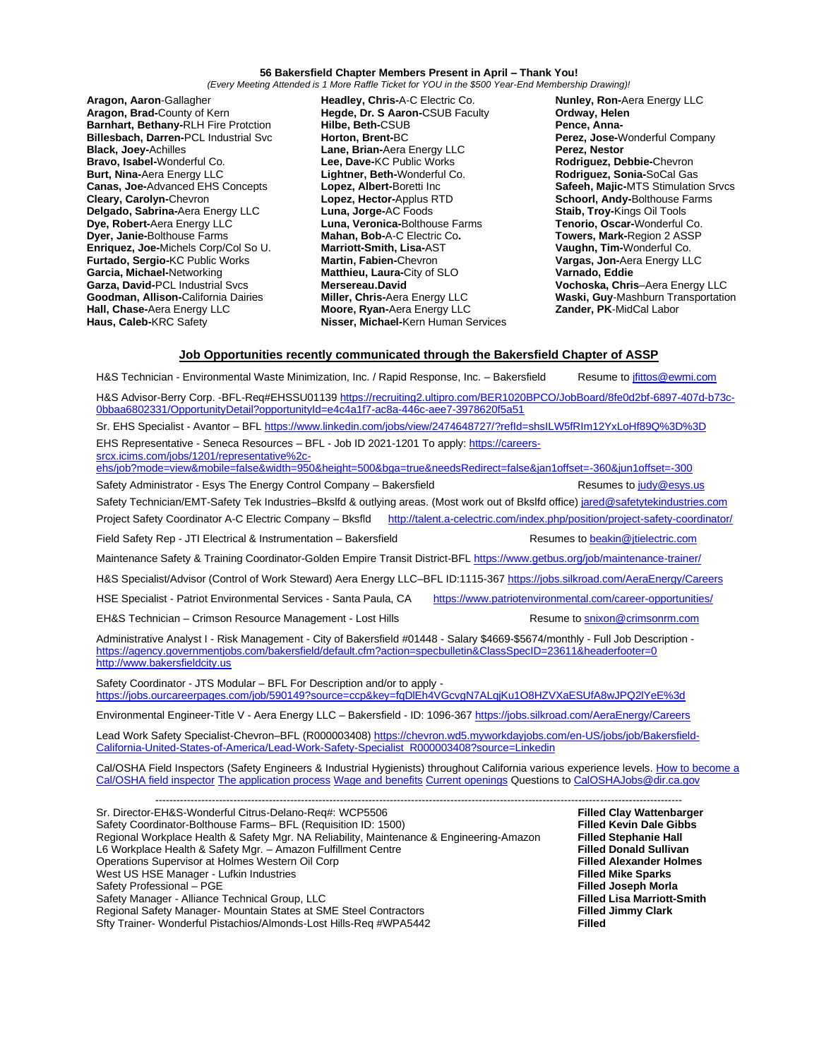**56 Bakersfield Chapter Members Present in April – Thank You!**

*(Every Meeting Attended is 1 More Raffle Ticket for YOU in the $500 Year-End Membership Drawing)!*

**Aragon, Aaron**-Gallagher
**Aragon, Brad**-County of Kern
**Barnhart, Bethany-**RLH Fire Protction
**Billesbach, Darren-**PCL Industrial Svc
**Black, Joey-**Achilles
**Bravo, Isabel-**Wonderful Co.
**Burt, Nina-**Aera Energy LLC
**Canas, Joe-**Advanced EHS Concepts
**Cleary, Carolyn-**Chevron
**Delgado, Sabrina-**Aera Energy LLC
**Dye, Robert-**Aera Energy LLC
**Dyer, Janie-**Bolthouse Farms
**Enriquez, Joe-**Michels Corp/Col So U.
**Furtado, Sergio-**KC Public Works
**Garcia, Michael-**Networking
**Garza, David-**PCL Industrial Svcs
**Goodman, Allison-**California Dairies
**Hall, Chase-**Aera Energy LLC
**Haus, Caleb-**KRC Safety
**Headley, Chris-**A-C Electric Co.
**Hegde, Dr. S Aaron-**CSUB Faculty
**Hilbe, Beth-**CSUB
**Horton, Brent-**BC
**Lane, Brian-**Aera Energy LLC
**Lee, Dave-**KC Public Works
**Lightner, Beth-**Wonderful Co.
**Lopez, Albert-**Boretti Inc
**Lopez, Hector-**Applus RTD
**Luna, Jorge-**AC Foods
**Luna, Veronica-**Bolthouse Farms
**Mahan, Bob-**A-C Electric Co**.**
**Marriott-Smith, Lisa-**AST
**Martin, Fabien-**Chevron
**Matthieu, Laura-**City of SLO
**Mersereau.David**
**Miller, Chris-**Aera Energy LLC
**Moore, Ryan-**Aera Energy LLC
**Nisser, Michael-**Kern Human Services
**Nunley, Ron-**Aera Energy LLC
**Ordway, Helen**
**Pence, Anna-**
**Perez, Jose-**Wonderful Company
**Perez, Nestor**
**Rodriguez, Debbie-**Chevron
**Rodriguez, Sonia-**SoCal Gas
**Safeeh, Majic-**MTS Stimulation Srvcs
**Schoorl, Andy-**Bolthouse Farms
**Staib, Troy-**Kings Oil Tools
**Tenorio, Oscar-**Wonderful Co.
**Towers, Mark-**Region 2 ASSP
**Vaughn, Tim-**Wonderful Co.
**Vargas, Jon-**Aera Energy LLC
**Varnado, Eddie**
**Vochoska, Chris**–Aera Energy LLC
**Waski, Guy**-Mashburn Transportation
**Zander, PK**-MidCal Labor

## Job Opportunities recently communicated through the Bakersfield Chapter of ASSP

H&S Technician - Environmental Waste Minimization, Inc. / Rapid Response, Inc. – Bakersfield Resume to jfittos@ewmi.com

H&S Advisor-Berry Corp. -BFL-Req#EHSSU01139 https://recruiting2.ultipro.com/BER1020BPCO/JobBoard/8fe0d2bf-6897-407d-b73c-0bbaa6802331/OpportunityDetail?opportunityId=e4c4a1f7-ac8a-446c-aee7-3978620f5a51

Sr. EHS Specialist - Avantor – BFL https://www.linkedin.com/jobs/view/2474648727/?refId=shsILW5fRIm12YxLoHf89Q%3D%3D

EHS Representative - Seneca Resources – BFL - Job ID 2021-1201 To apply: https://careers-srcx.icims.com/jobs/1201/representative%2c-ehs/job?mode=view&mobile=false&width=950&height=500&bga=true&needsRedirect=false&jan1offset=-360&jun1offset=-300

Safety Administrator - Esys The Energy Control Company – Bakersfield Resumes to judy@esys.us

Safety Technician/EMT-Safety Tek Industries–Bkslfd & outlying areas. (Most work out of Bkslfd office) jared@safetytekindustries.com

Project Safety Coordinator A-C Electric Company – Bksfld http://talent.a-celectric.com/index.php/position/project-safety-coordinator/

Field Safety Rep - JTI Electrical & Instrumentation – Bakersfield Resumes to beakin@jtielectric.com

Maintenance Safety & Training Coordinator-Golden Empire Transit District-BFL https://www.getbus.org/job/maintenance-trainer/

H&S Specialist/Advisor (Control of Work Steward) Aera Energy LLC–BFL ID:1115-367 https://jobs.silkroad.com/AeraEnergy/Careers

HSE Specialist - Patriot Environmental Services - Santa Paula, CA https://www.patriotenvironmental.com/career-opportunities/

EH&S Technician – Crimson Resource Management - Lost Hills Resume to snixon@crimsonrm.com

Administrative Analyst I - Risk Management - City of Bakersfield #01448 - Salary $4669-$5674/monthly - Full Job Description - https://agency.governmentjobs.com/bakersfield/default.cfm?action=specbulletin&ClassSpecID=23611&headerfooter=0 http://www.bakersfieldcity.us

Safety Coordinator - JTS Modular – BFL For Description and/or to apply - https://jobs.ourcareerpages.com/job/590149?source=ccp&key=fqDlEh4VGcvgN7ALgjKu1O8HZVXaESUfA8wJPQ2lYeE%3d

Environmental Engineer-Title V - Aera Energy LLC – Bakersfield - ID: 1096-367 https://jobs.silkroad.com/AeraEnergy/Careers

Lead Work Safety Specialist-Chevron–BFL (R000003408) https://chevron.wd5.myworkdayjobs.com/en-US/jobs/job/Bakersfield-California-United-States-of-America/Lead-Work-Safety-Specialist_R000003408?source=Linkedin

Cal/OSHA Field Inspectors (Safety Engineers & Industrial Hygienists) throughout California various experience levels. How to become a Cal/OSHA field inspector The application process Wage and benefits Current openings Questions to CalOSHAJobs@dir.ca.gov

---

| | |
|---|---|
| Sr. Director-EH&S-Wonderful Citrus-Delano-Req#: WCP5506 | **Filled Clay Wattenbarger** |
| Safety Coordinator-Bolthouse Farms– BFL (Requisition ID: 1500) | **Filled Kevin Dale Gibbs** |
| Regional Workplace Health & Safety Mgr. NA Reliability, Maintenance & Engineering-Amazon | **Filled Stephanie Hall** |
| L6 Workplace Health & Safety Mgr. – Amazon Fulfillment Centre | **Filled Donald Sullivan** |
| Operations Supervisor at Holmes Western Oil Corp | **Filled Alexander Holmes** |
| West US HSE Manager - Lufkin Industries | **Filled Mike Sparks** |
| Safety Professional – PGE | **Filled Joseph Morla** |
| Safety Manager - Alliance Technical Group, LLC | **Filled Lisa Marriott-Smith** |
| Regional Safety Manager- Mountain States at SME Steel Contractors | **Filled Jimmy Clark** |
| Sfty Trainer- Wonderful Pistachios/Almonds-Lost Hills-Req #WPA5442 | **Filled** |